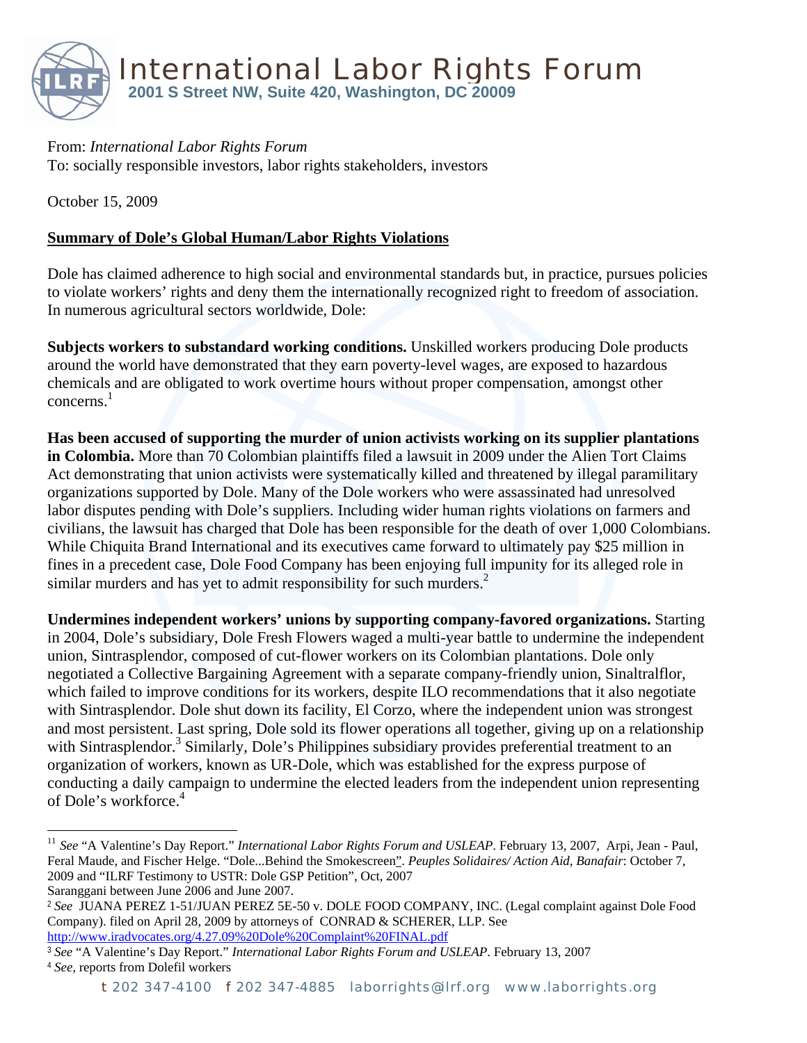International Labor Rights Forum
**2001 S Street NW, Suite 420, Washington, DC 20009**

From: *International Labor Rights Forum*
To: socially responsible investors, labor rights stakeholders, investors

October 15, 2009

**Summary of Dole's Global Human/Labor Rights Violations**

Dole has claimed adherence to high social and environmental standards but, in practice, pursues policies to violate workers' rights and deny them the internationally recognized right to freedom of association. In numerous agricultural sectors worldwide, Dole:

**Subjects workers to substandard working conditions.** Unskilled workers producing Dole products around the world have demonstrated that they earn poverty-level wages, are exposed to hazardous chemicals and are obligated to work overtime hours without proper compensation, amongst other concerns.[1]

**Has been accused of supporting the murder of union activists working on its supplier plantations in Colombia.** More than 70 Colombian plaintiffs filed a lawsuit in 2009 under the Alien Tort Claims Act demonstrating that union activists were systematically killed and threatened by illegal paramilitary organizations supported by Dole. Many of the Dole workers who were assassinated had unresolved labor disputes pending with Dole's suppliers. Including wider human rights violations on farmers and civilians, the lawsuit has charged that Dole has been responsible for the death of over 1,000 Colombians. While Chiquita Brand International and its executives came forward to ultimately pay $25 million in fines in a precedent case, Dole Food Company has been enjoying full impunity for its alleged role in similar murders and has yet to admit responsibility for such murders.[2]

**Undermines independent workers' unions by supporting company-favored organizations.** Starting in 2004, Dole's subsidiary, Dole Fresh Flowers waged a multi-year battle to undermine the independent union, Sintrasplendor, composed of cut-flower workers on its Colombian plantations. Dole only negotiated a Collective Bargaining Agreement with a separate company-friendly union, Sinaltralflor, which failed to improve conditions for its workers, despite ILO recommendations that it also negotiate with Sintrasplendor. Dole shut down its facility, El Corzo, where the independent union was strongest and most persistent. Last spring, Dole sold its flower operations all together, giving up on a relationship with Sintrasplendor.[3] Similarly, Dole's Philippines subsidiary provides preferential treatment to an organization of workers, known as UR-Dole, which was established for the express purpose of conducting a daily campaign to undermine the elected leaders from the independent union representing of Dole's workforce.[4]

---

[11] *See* "A Valentine's Day Report." *International Labor Rights Forum and USLEAP*. February 13, 2007, Arpi, Jean - Paul, Feral Maude, and Fischer Helge. "Dole...Behind the Smokescreen". *Peuples Solidaires/ Action Aid, Banafair*: October 7, 2009 and "ILRF Testimony to USTR: Dole GSP Petition", Oct, 2007
Saranggani between June 2006 and June 2007.

[2] *See* JUANA PEREZ 1-51/JUAN PEREZ 5E-50 v. DOLE FOOD COMPANY, INC. (Legal complaint against Dole Food Company). filed on April 28, 2009 by attorneys of CONRAD & SCHERER, LLP. See http://www.iradvocates.org/4.27.09%20Dole%20Complaint%20FINAL.pdf

[3] *See* "A Valentine's Day Report." *International Labor Rights Forum and USLEAP*. February 13, 2007

[4] *See,* reports from Dolefil workers

t 202 347-4100 f 202 347-4885 laborrights@ilrf.org www.laborrights.org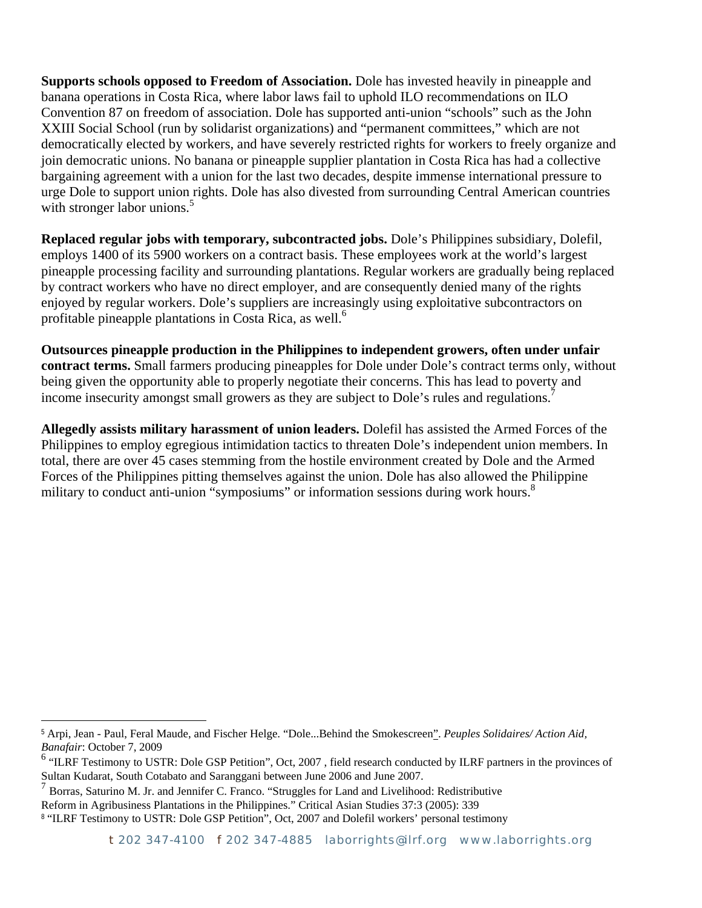**Supports schools opposed to Freedom of Association.** Dole has invested heavily in pineapple and banana operations in Costa Rica, where labor laws fail to uphold ILO recommendations on ILO Convention 87 on freedom of association. Dole has supported anti-union "schools" such as the John XXIII Social School (run by solidarist organizations) and "permanent committees," which are not democratically elected by workers, and have severely restricted rights for workers to freely organize and join democratic unions. No banana or pineapple supplier plantation in Costa Rica has had a collective bargaining agreement with a union for the last two decades, despite immense international pressure to urge Dole to support union rights. Dole has also divested from surrounding Central American countries with stronger labor unions.[5]

**Replaced regular jobs with temporary, subcontracted jobs.** Dole's Philippines subsidiary, Dolefil, employs 1400 of its 5900 workers on a contract basis. These employees work at the world's largest pineapple processing facility and surrounding plantations. Regular workers are gradually being replaced by contract workers who have no direct employer, and are consequently denied many of the rights enjoyed by regular workers. Dole's suppliers are increasingly using exploitative subcontractors on profitable pineapple plantations in Costa Rica, as well.[6]

**Outsources pineapple production in the Philippines to independent growers, often under unfair contract terms.** Small farmers producing pineapples for Dole under Dole's contract terms only, without being given the opportunity able to properly negotiate their concerns. This has lead to poverty and income insecurity amongst small growers as they are subject to Dole's rules and regulations.[7]

**Allegedly assists military harassment of union leaders.** Dolefil has assisted the Armed Forces of the Philippines to employ egregious intimidation tactics to threaten Dole's independent union members. In total, there are over 45 cases stemming from the hostile environment created by Dole and the Armed Forces of the Philippines pitting themselves against the union. Dole has also allowed the Philippine military to conduct anti-union "symposiums" or information sessions during work hours.[8]

---

[5] Arpi, Jean - Paul, Feral Maude, and Fischer Helge. "Dole...Behind the Smokescreen". *Peuples Solidaires/ Action Aid, Banafair*: October 7, 2009

[6] "ILRF Testimony to USTR: Dole GSP Petition", Oct, 2007 , field research conducted by ILRF partners in the provinces of Sultan Kudarat, South Cotabato and Saranggani between June 2006 and June 2007.

[7] Borras, Saturino M. Jr. and Jennifer C. Franco. "Struggles for Land and Livelihood: Redistributive Reform in Agribusiness Plantations in the Philippines." Critical Asian Studies 37:3 (2005): 339

[8] "ILRF Testimony to USTR: Dole GSP Petition", Oct, 2007 and Dolefil workers' personal testimony

t 202 347-4100 f 202 347-4885 laborrights@ilrf.org www.laborrights.org